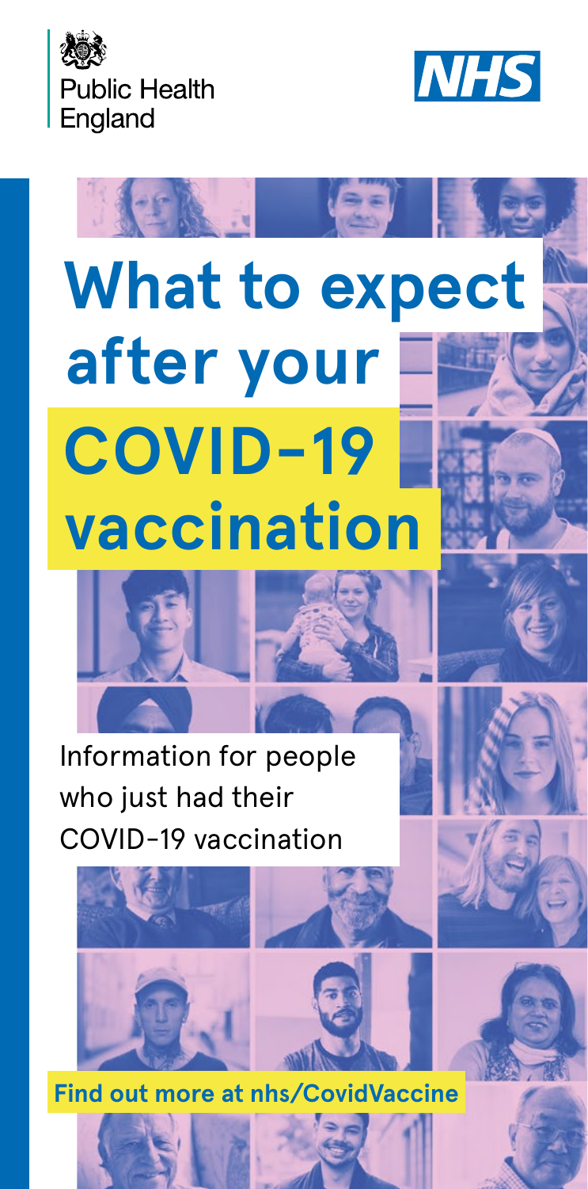Public Health England

NHS

# What to expect after your COVID-19 vaccination

Information for people who just had their COVID-19 vaccination

**Find out more at nhs/CovidVaccine**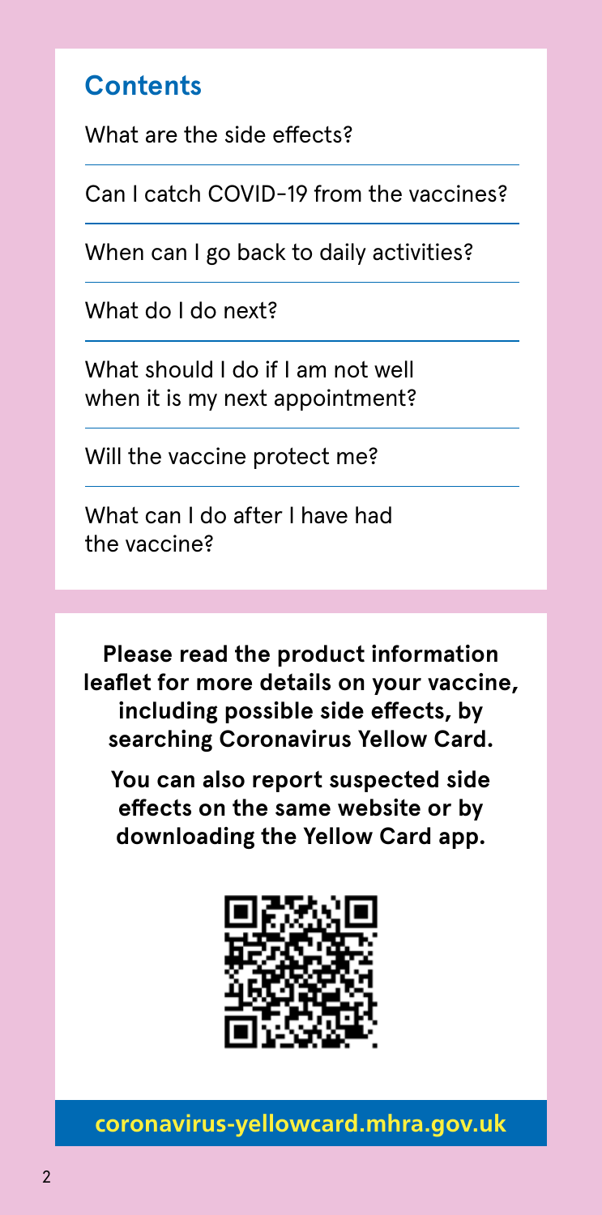## Contents

What are the side effects?

Can I catch COVID-19 from the vaccines?

When can I go back to daily activities?

What do I do next?

What should I do if I am not well when it is my next appointment?

Will the vaccine protect me?

What can I do after I have had the vaccine?

**Please read the product information leaflet for more details on your vaccine, including possible side effects, by searching Coronavirus Yellow Card.**

**You can also report suspected side effects on the same website or by downloading the Yellow Card app.**

**coronavirus-yellowcard.mhra.gov.uk**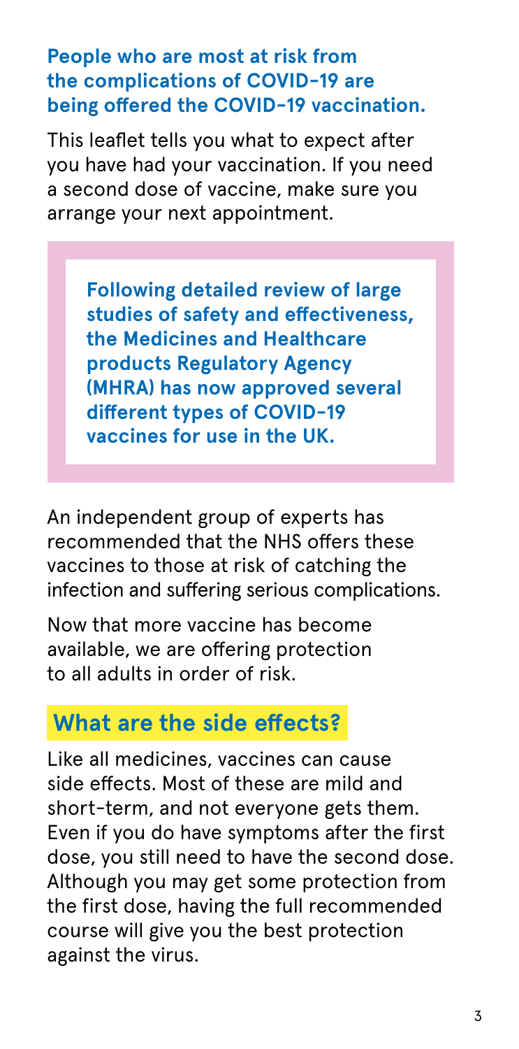**People who are most at risk from the complications of COVID-19 are being offered the COVID-19 vaccination.**

This leaflet tells you what to expect after you have had your vaccination. If you need a second dose of vaccine, make sure you arrange your next appointment.

> **Following detailed review of large studies of safety and effectiveness, the Medicines and Healthcare products Regulatory Agency (MHRA) has now approved several different types of COVID-19 vaccines for use in the UK.**

An independent group of experts has recommended that the NHS offers these vaccines to those at risk of catching the infection and suffering serious complications.

Now that more vaccine has become available, we are offering protection to all adults in order of risk.

## What are the side effects?

Like all medicines, vaccines can cause side effects. Most of these are mild and short-term, and not everyone gets them. Even if you do have symptoms after the first dose, you still need to have the second dose. Although you may get some protection from the first dose, having the full recommended course will give you the best protection against the virus.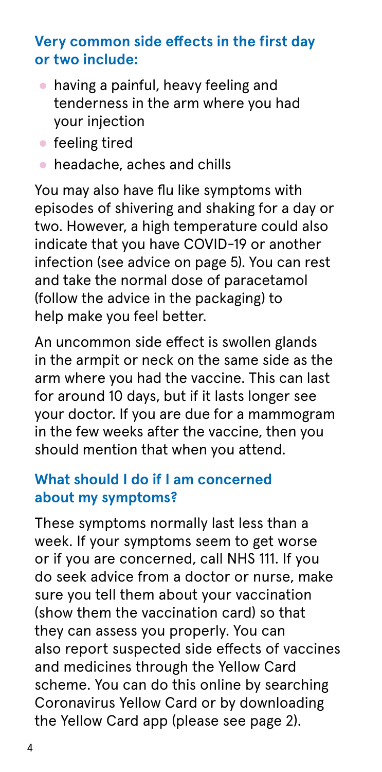### Very common side effects in the first day or two include:

- having a painful, heavy feeling and tenderness in the arm where you had your injection
- feeling tired
- headache, aches and chills

You may also have flu like symptoms with episodes of shivering and shaking for a day or two. However, a high temperature could also indicate that you have COVID-19 or another infection (see advice on page 5). You can rest and take the normal dose of paracetamol (follow the advice in the packaging) to help make you feel better.

An uncommon side effect is swollen glands in the armpit or neck on the same side as the arm where you had the vaccine. This can last for around 10 days, but if it lasts longer see your doctor. If you are due for a mammogram in the few weeks after the vaccine, then you should mention that when you attend.

### What should I do if I am concerned about my symptoms?

These symptoms normally last less than a week. If your symptoms seem to get worse or if you are concerned, call NHS 111. If you do seek advice from a doctor or nurse, make sure you tell them about your vaccination (show them the vaccination card) so that they can assess you properly. You can also report suspected side effects of vaccines and medicines through the Yellow Card scheme. You can do this online by searching Coronavirus Yellow Card or by downloading the Yellow Card app (please see page 2).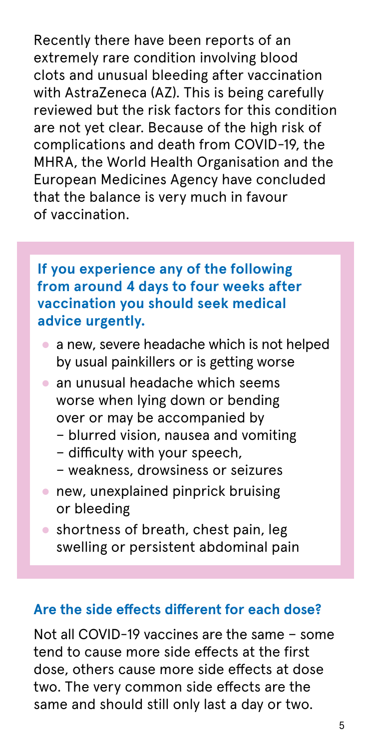Recently there have been reports of an extremely rare condition involving blood clots and unusual bleeding after vaccination with AstraZeneca (AZ). This is being carefully reviewed but the risk factors for this condition are not yet clear. Because of the high risk of complications and death from COVID-19, the MHRA, the World Health Organisation and the European Medicines Agency have concluded that the balance is very much in favour of vaccination.

**If you experience any of the following from around 4 days to four weeks after vaccination you should seek medical advice urgently.**

- a new, severe headache which is not helped by usual painkillers or is getting worse
- an unusual headache which seems worse when lying down or bending over or may be accompanied by
  - blurred vision, nausea and vomiting
  - difficulty with your speech,
  - weakness, drowsiness or seizures
- new, unexplained pinprick bruising or bleeding
- shortness of breath, chest pain, leg swelling or persistent abdominal pain

### Are the side effects different for each dose?

Not all COVID-19 vaccines are the same – some tend to cause more side effects at the first dose, others cause more side effects at dose two. The very common side effects are the same and should still only last a day or two.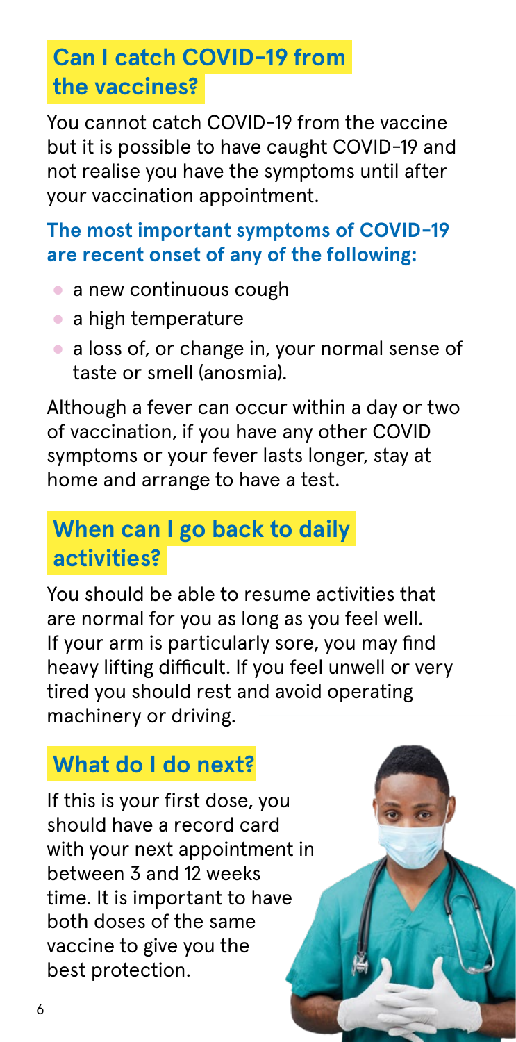## Can I catch COVID-19 from the vaccines?

You cannot catch COVID-19 from the vaccine but it is possible to have caught COVID-19 and not realise you have the symptoms until after your vaccination appointment.

**The most important symptoms of COVID-19 are recent onset of any of the following:**

- a new continuous cough
- a high temperature
- a loss of, or change in, your normal sense of taste or smell (anosmia).

Although a fever can occur within a day or two of vaccination, if you have any other COVID symptoms or your fever lasts longer, stay at home and arrange to have a test.

## When can I go back to daily activities?

You should be able to resume activities that are normal for you as long as you feel well. If your arm is particularly sore, you may find heavy lifting difficult. If you feel unwell or very tired you should rest and avoid operating machinery or driving.

## What do I do next?

If this is your first dose, you should have a record card with your next appointment in between 3 and 12 weeks time. It is important to have both doses of the same vaccine to give you the best protection.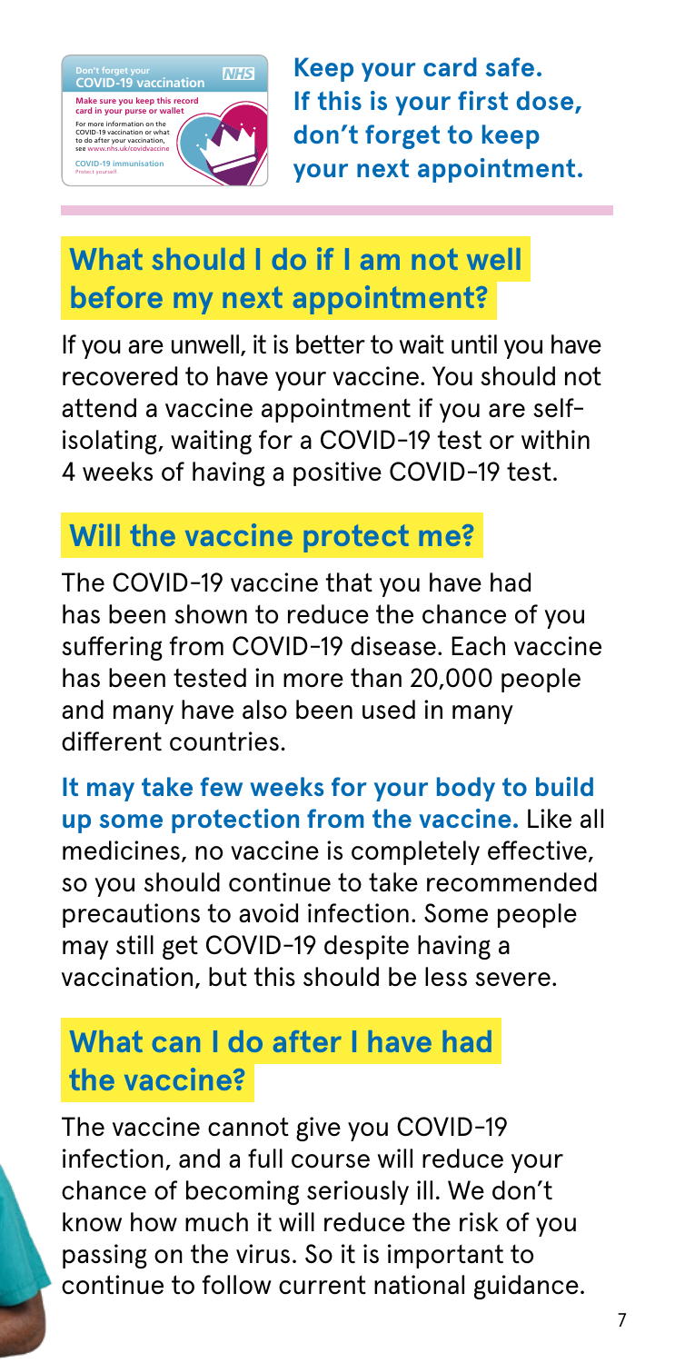Don't forget your COVID-19 vaccination

NHS

Make sure you keep this record card in your purse or wallet

For more information on the COVID-19 vaccination or what to do after your vaccination, see www.nhs.uk/covidvaccine

COVID-19 immunisation

Protect yourself

**Keep your card safe. If this is your first dose, don't forget to keep your next appointment.**

## What should I do if I am not well before my next appointment?

If you are unwell, it is better to wait until you have recovered to have your vaccine. You should not attend a vaccine appointment if you are self-isolating, waiting for a COVID-19 test or within 4 weeks of having a positive COVID-19 test.

## Will the vaccine protect me?

The COVID-19 vaccine that you have had has been shown to reduce the chance of you suffering from COVID-19 disease. Each vaccine has been tested in more than 20,000 people and many have also been used in many different countries.

**It may take few weeks for your body to build up some protection from the vaccine.** Like all medicines, no vaccine is completely effective, so you should continue to take recommended precautions to avoid infection. Some people may still get COVID-19 despite having a vaccination, but this should be less severe.

## What can I do after I have had the vaccine?

The vaccine cannot give you COVID-19 infection, and a full course will reduce your chance of becoming seriously ill. We don't know how much it will reduce the risk of you passing on the virus. So it is important to continue to follow current national guidance.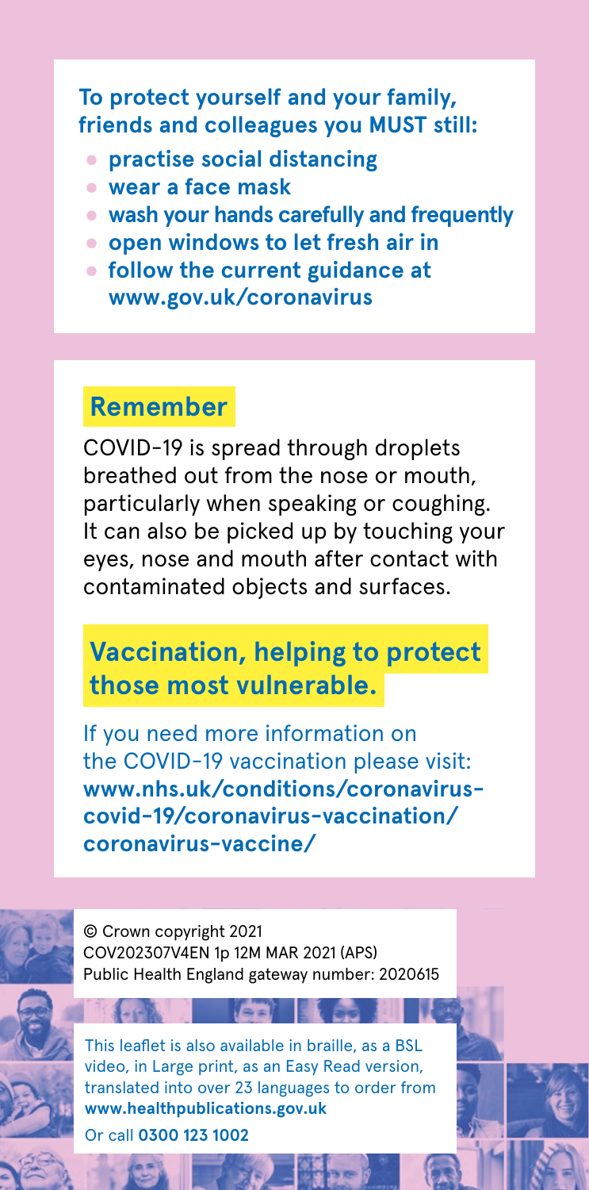**To protect yourself and your family, friends and colleagues you MUST still:**

- **practise social distancing**
- **wear a face mask**
- **wash your hands carefully and frequently**
- **open windows to let fresh air in**
- **follow the current guidance at www.gov.uk/coronavirus**

## Remember

COVID-19 is spread through droplets breathed out from the nose or mouth, particularly when speaking or coughing. It can also be picked up by touching your eyes, nose and mouth after contact with contaminated objects and surfaces.

## Vaccination, helping to protect those most vulnerable.

If you need more information on the COVID-19 vaccination please visit: **www.nhs.uk/conditions/coronavirus-covid-19/coronavirus-vaccination/coronavirus-vaccine/**

© Crown copyright 2021
COV202307V4EN 1p 12M MAR 2021 (APS)
Public Health England gateway number: 2020615

This leaflet is also available in braille, as a BSL video, in Large print, as an Easy Read version, translated into over 23 languages to order from **www.healthpublications.gov.uk**

Or call **0300 123 1002**